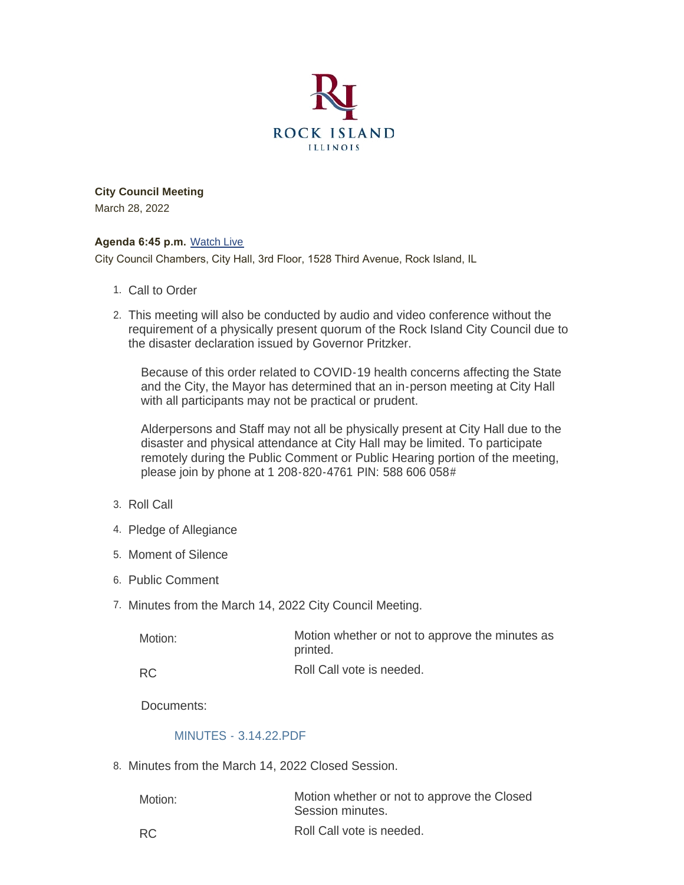ROCK ISLAND
ILLINOIS

**City Council Meeting**

March 28, 2022

**Agenda 6:45 p.m.** [Watch Live]

City Council Chambers, City Hall, 3rd Floor, 1528 Third Avenue, Rock Island, IL

1. Call to Order

2. This meeting will also be conducted by audio and video conference without the requirement of a physically present quorum of the Rock Island City Council due to the disaster declaration issued by Governor Pritzker.

   Because of this order related to COVID-19 health concerns affecting the State and the City, the Mayor has determined that an in-person meeting at City Hall with all participants may not be practical or prudent.

   Alderpersons and Staff may not all be physically present at City Hall due to the disaster and physical attendance at City Hall may be limited. To participate remotely during the Public Comment or Public Hearing portion of the meeting, please join by phone at 1 208-820-4761 PIN: 588 606 058#

3. Roll Call

4. Pledge of Allegiance

5. Moment of Silence

6. Public Comment

7. Minutes from the March 14, 2022 City Council Meeting.

   | | |
   |---|---|
   | Motion: | Motion whether or not to approve the minutes as printed. |
   | RC | Roll Call vote is needed. |

   Documents:

   MINUTES - 3.14.22.PDF

8. Minutes from the March 14, 2022 Closed Session.

   | | |
   |---|---|
   | Motion: | Motion whether or not to approve the Closed Session minutes. |
   | RC | Roll Call vote is needed. |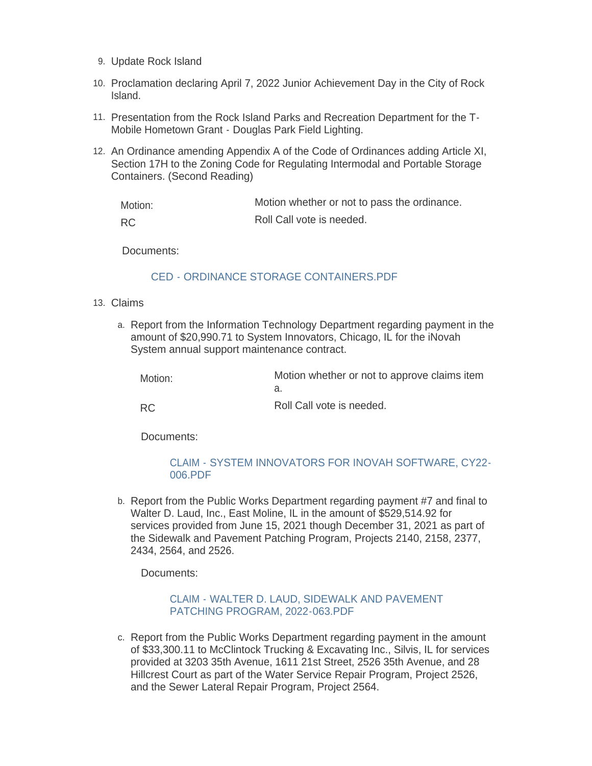9. Update Rock Island
10. Proclamation declaring April 7, 2022 Junior Achievement Day in the City of Rock Island.
11. Presentation from the Rock Island Parks and Recreation Department for the T-Mobile Hometown Grant - Douglas Park Field Lighting.
12. An Ordinance amending Appendix A of the Code of Ordinances adding Article XI, Section 17H to the Zoning Code for Regulating Intermodal and Portable Storage Containers. (Second Reading)

    | | |
    |---|---|
    | Motion: | Motion whether or not to pass the ordinance. |
    | RC | Roll Call vote is needed. |

    Documents:

    CED - ORDINANCE STORAGE CONTAINERS.PDF

13. Claims

    a. Report from the Information Technology Department regarding payment in the amount of $20,990.71 to System Innovators, Chicago, IL for the iNovah System annual support maintenance contract.

    | | |
    |---|---|
    | Motion: | Motion whether or not to approve claims item a. |
    | RC | Roll Call vote is needed. |

    Documents:

    CLAIM - SYSTEM INNOVATORS FOR INOVAH SOFTWARE, CY22-006.PDF

    b. Report from the Public Works Department regarding payment #7 and final to Walter D. Laud, Inc., East Moline, IL in the amount of $529,514.92 for services provided from June 15, 2021 though December 31, 2021 as part of the Sidewalk and Pavement Patching Program, Projects 2140, 2158, 2377, 2434, 2564, and 2526.

    Documents:

    CLAIM - WALTER D. LAUD, SIDEWALK AND PAVEMENT PATCHING PROGRAM, 2022-063.PDF

    c. Report from the Public Works Department regarding payment in the amount of $33,300.11 to McClintock Trucking & Excavating Inc., Silvis, IL for services provided at 3203 35th Avenue, 1611 21st Street, 2526 35th Avenue, and 28 Hillcrest Court as part of the Water Service Repair Program, Project 2526, and the Sewer Lateral Repair Program, Project 2564.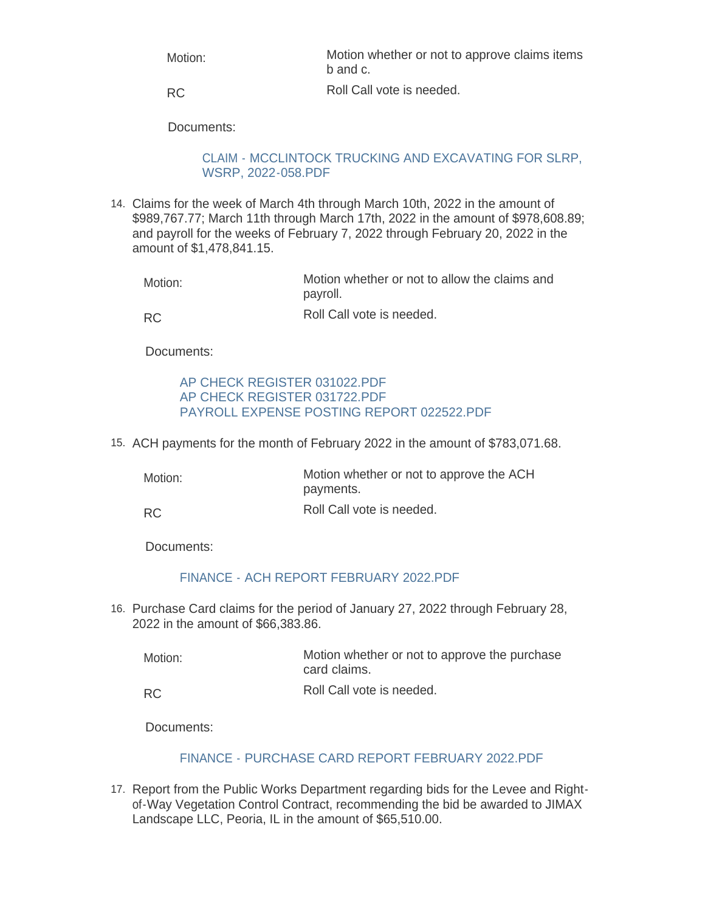| | |
|---|---|
| Motion: | Motion whether or not to approve claims items b and c. |
| RC | Roll Call vote is needed. |

Documents:

CLAIM - MCCLINTOCK TRUCKING AND EXCAVATING FOR SLRP, WSRP, 2022-058.PDF

14. Claims for the week of March 4th through March 10th, 2022 in the amount of $989,767.77; March 11th through March 17th, 2022 in the amount of $978,608.89; and payroll for the weeks of February 7, 2022 through February 20, 2022 in the amount of $1,478,841.15.

| | |
|---|---|
| Motion: | Motion whether or not to allow the claims and payroll. |
| RC | Roll Call vote is needed. |

Documents:

AP CHECK REGISTER 031022.PDF
AP CHECK REGISTER 031722.PDF
PAYROLL EXPENSE POSTING REPORT 022522.PDF

15. ACH payments for the month of February 2022 in the amount of $783,071.68.

| | |
|---|---|
| Motion: | Motion whether or not to approve the ACH payments. |
| RC | Roll Call vote is needed. |

Documents:

FINANCE - ACH REPORT FEBRUARY 2022.PDF

16. Purchase Card claims for the period of January 27, 2022 through February 28, 2022 in the amount of $66,383.86.

| | |
|---|---|
| Motion: | Motion whether or not to approve the purchase card claims. |
| RC | Roll Call vote is needed. |

Documents:

FINANCE - PURCHASE CARD REPORT FEBRUARY 2022.PDF

17. Report from the Public Works Department regarding bids for the Levee and Right-of-Way Vegetation Control Contract, recommending the bid be awarded to JIMAX Landscape LLC, Peoria, IL in the amount of $65,510.00.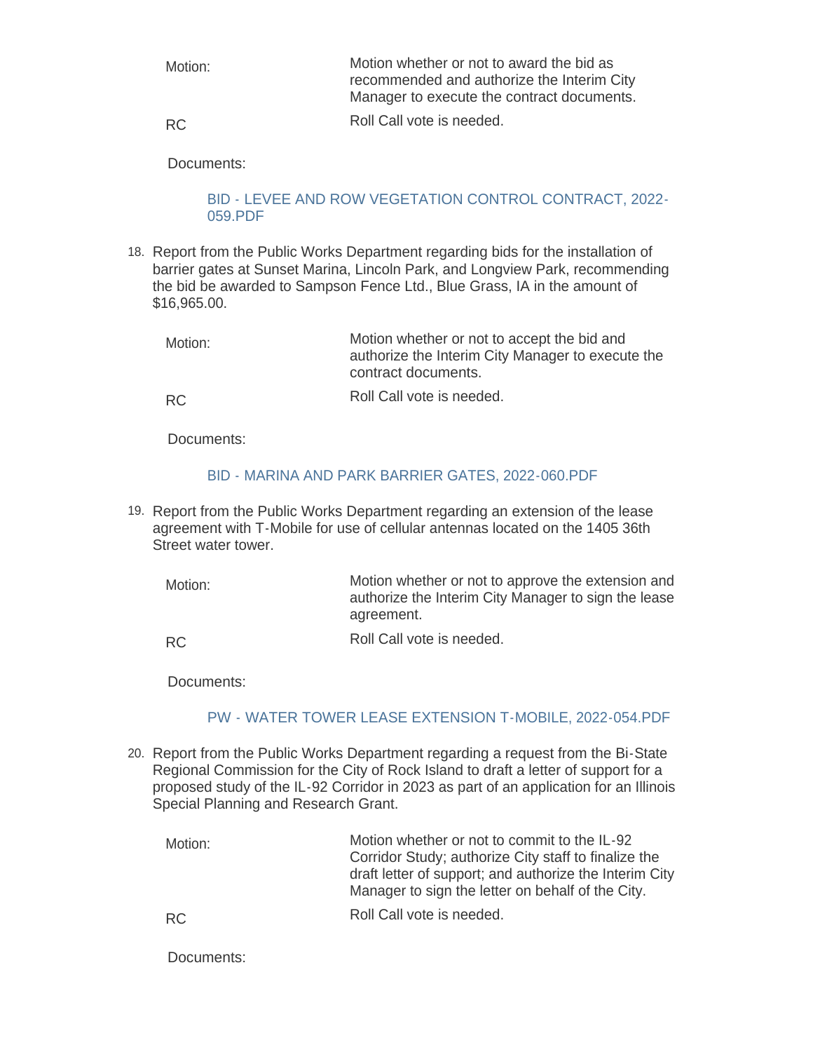Motion: Motion whether or not to award the bid as recommended and authorize the Interim City Manager to execute the contract documents.

RC Roll Call vote is needed.

Documents:

BID - LEVEE AND ROW VEGETATION CONTROL CONTRACT, 2022-059.PDF

18. Report from the Public Works Department regarding bids for the installation of barrier gates at Sunset Marina, Lincoln Park, and Longview Park, recommending the bid be awarded to Sampson Fence Ltd., Blue Grass, IA in the amount of $16,965.00.

    Motion: Motion whether or not to accept the bid and authorize the Interim City Manager to execute the contract documents.

    RC Roll Call vote is needed.

    Documents:

    BID - MARINA AND PARK BARRIER GATES, 2022-060.PDF

19. Report from the Public Works Department regarding an extension of the lease agreement with T-Mobile for use of cellular antennas located on the 1405 36th Street water tower.

    Motion: Motion whether or not to approve the extension and authorize the Interim City Manager to sign the lease agreement.

    RC Roll Call vote is needed.

    Documents:

    PW - WATER TOWER LEASE EXTENSION T-MOBILE, 2022-054.PDF

20. Report from the Public Works Department regarding a request from the Bi-State Regional Commission for the City of Rock Island to draft a letter of support for a proposed study of the IL-92 Corridor in 2023 as part of an application for an Illinois Special Planning and Research Grant.

    Motion: Motion whether or not to commit to the IL-92 Corridor Study; authorize City staff to finalize the draft letter of support; and authorize the Interim City Manager to sign the letter on behalf of the City.

    RC Roll Call vote is needed.

    Documents: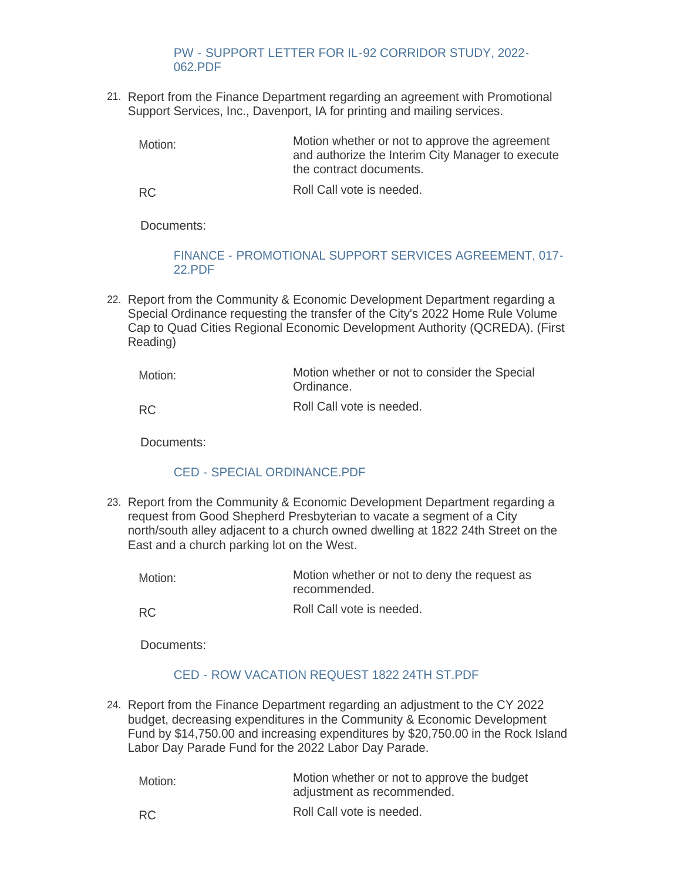PW - SUPPORT LETTER FOR IL-92 CORRIDOR STUDY, 2022-062.PDF

21. Report from the Finance Department regarding an agreement with Promotional Support Services, Inc., Davenport, IA for printing and mailing services.

| Motion: | Motion whether or not to approve the agreement and authorize the Interim City Manager to execute the contract documents. |
|---|---|
| RC | Roll Call vote is needed. |

Documents:

FINANCE - PROMOTIONAL SUPPORT SERVICES AGREEMENT, 017-22.PDF

22. Report from the Community & Economic Development Department regarding a Special Ordinance requesting the transfer of the City's 2022 Home Rule Volume Cap to Quad Cities Regional Economic Development Authority (QCREDA). (First Reading)

| Motion: | Motion whether or not to consider the Special Ordinance. |
|---|---|
| RC | Roll Call vote is needed. |

Documents:

CED - SPECIAL ORDINANCE.PDF

23. Report from the Community & Economic Development Department regarding a request from Good Shepherd Presbyterian to vacate a segment of a City north/south alley adjacent to a church owned dwelling at 1822 24th Street on the East and a church parking lot on the West.

| Motion: | Motion whether or not to deny the request as recommended. |
|---|---|
| RC | Roll Call vote is needed. |

Documents:

CED - ROW VACATION REQUEST 1822 24TH ST.PDF

24. Report from the Finance Department regarding an adjustment to the CY 2022 budget, decreasing expenditures in the Community & Economic Development Fund by $14,750.00 and increasing expenditures by $20,750.00 in the Rock Island Labor Day Parade Fund for the 2022 Labor Day Parade.

| Motion: | Motion whether or not to approve the budget adjustment as recommended. |
|---|---|
| RC | Roll Call vote is needed. |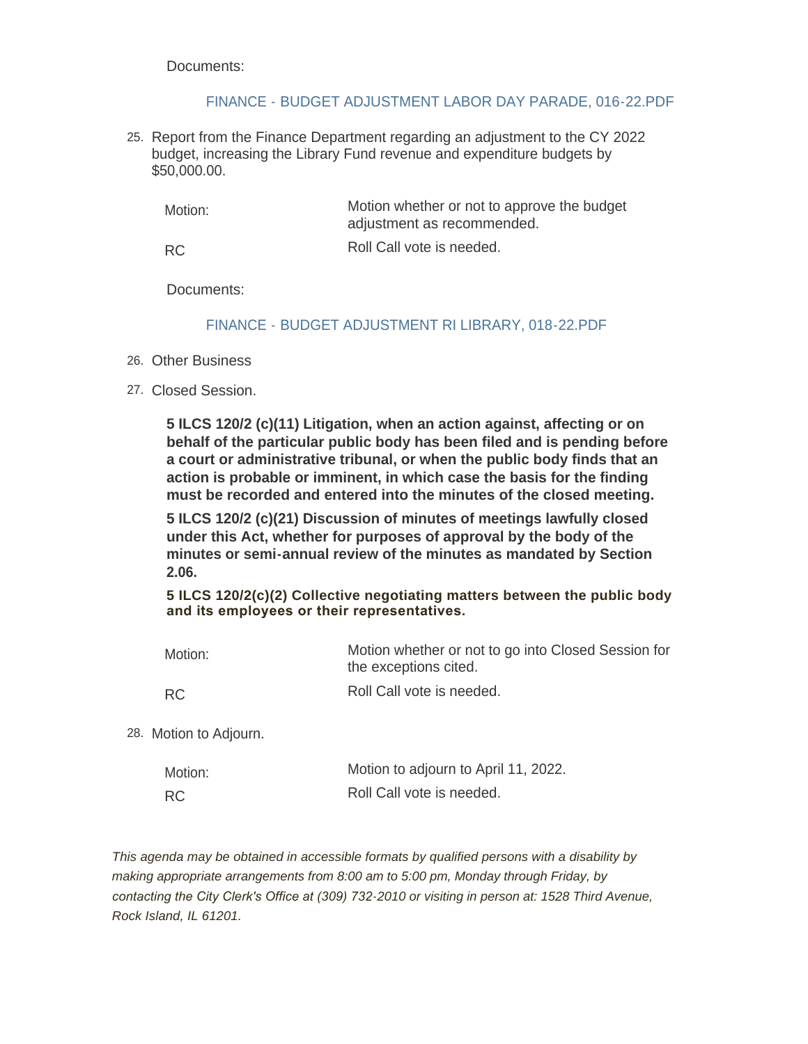Documents:

FINANCE - BUDGET ADJUSTMENT LABOR DAY PARADE, 016-22.PDF

25. Report from the Finance Department regarding an adjustment to the CY 2022 budget, increasing the Library Fund revenue and expenditure budgets by $50,000.00.

| | |
|---|---|
| Motion: | Motion whether or not to approve the budget adjustment as recommended. |
| RC | Roll Call vote is needed. |

Documents:

FINANCE - BUDGET ADJUSTMENT RI LIBRARY, 018-22.PDF

26. Other Business

27. Closed Session.

**5 ILCS 120/2 (c)(11) Litigation, when an action against, affecting or on behalf of the particular public body has been filed and is pending before a court or administrative tribunal, or when the public body finds that an action is probable or imminent, in which case the basis for the finding must be recorded and entered into the minutes of the closed meeting.**

**5 ILCS 120/2 (c)(21) Discussion of minutes of meetings lawfully closed under this Act, whether for purposes of approval by the body of the minutes or semi-annual review of the minutes as mandated by Section 2.06.**

**5 ILCS 120/2(c)(2) Collective negotiating matters between the public body and its employees or their representatives.**

| | |
|---|---|
| Motion: | Motion whether or not to go into Closed Session for the exceptions cited. |
| RC | Roll Call vote is needed. |

28. Motion to Adjourn.

| | |
|---|---|
| Motion: | Motion to adjourn to April 11, 2022. |
| RC | Roll Call vote is needed. |

*This agenda may be obtained in accessible formats by qualified persons with a disability by making appropriate arrangements from 8:00 am to 5:00 pm, Monday through Friday, by contacting the City Clerk's Office at (309) 732-2010 or visiting in person at: 1528 Third Avenue, Rock Island, IL 61201.*